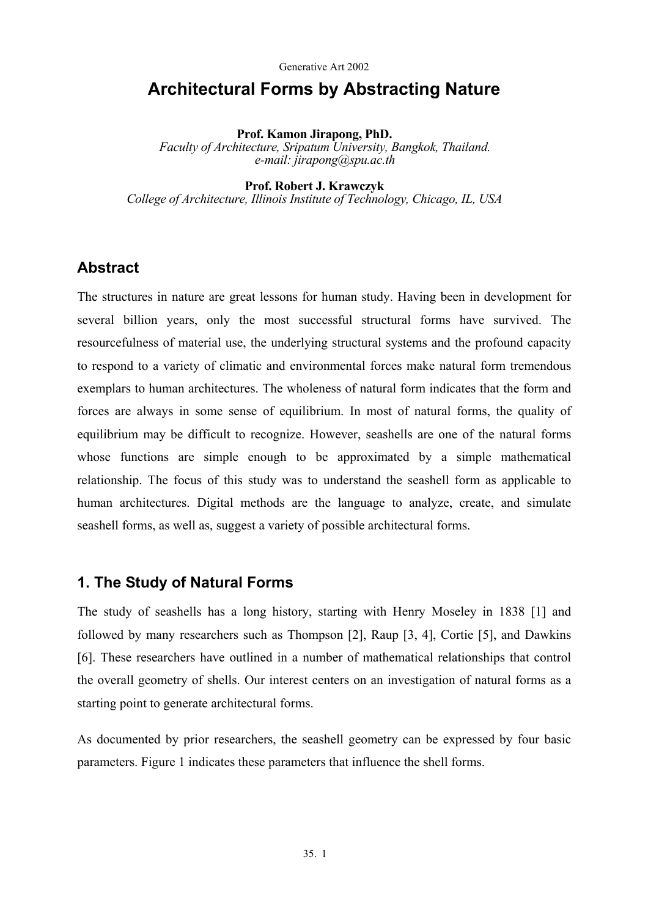Generative Art 2002

# Architectural Forms by Abstracting Nature

**Prof. Kamon Jirapong, PhD.**
*Faculty of Architecture, Sripatum University, Bangkok, Thailand.*
*e-mail: jirapong@spu.ac.th*

**Prof. Robert J. Krawczyk**
*College of Architecture, Illinois Institute of Technology, Chicago, IL, USA*

## Abstract

The structures in nature are great lessons for human study. Having been in development for several billion years, only the most successful structural forms have survived. The resourcefulness of material use, the underlying structural systems and the profound capacity to respond to a variety of climatic and environmental forces make natural form tremendous exemplars to human architectures. The wholeness of natural form indicates that the form and forces are always in some sense of equilibrium. In most of natural forms, the quality of equilibrium may be difficult to recognize. However, seashells are one of the natural forms whose functions are simple enough to be approximated by a simple mathematical relationship. The focus of this study was to understand the seashell form as applicable to human architectures. Digital methods are the language to analyze, create, and simulate seashell forms, as well as, suggest a variety of possible architectural forms.

## 1. The Study of Natural Forms

The study of seashells has a long history, starting with Henry Moseley in 1838 [1] and followed by many researchers such as Thompson [2], Raup [3, 4], Cortie [5], and Dawkins [6]. These researchers have outlined in a number of mathematical relationships that control the overall geometry of shells. Our interest centers on an investigation of natural forms as a starting point to generate architectural forms.

As documented by prior researchers, the seashell geometry can be expressed by four basic parameters. Figure 1 indicates these parameters that influence the shell forms.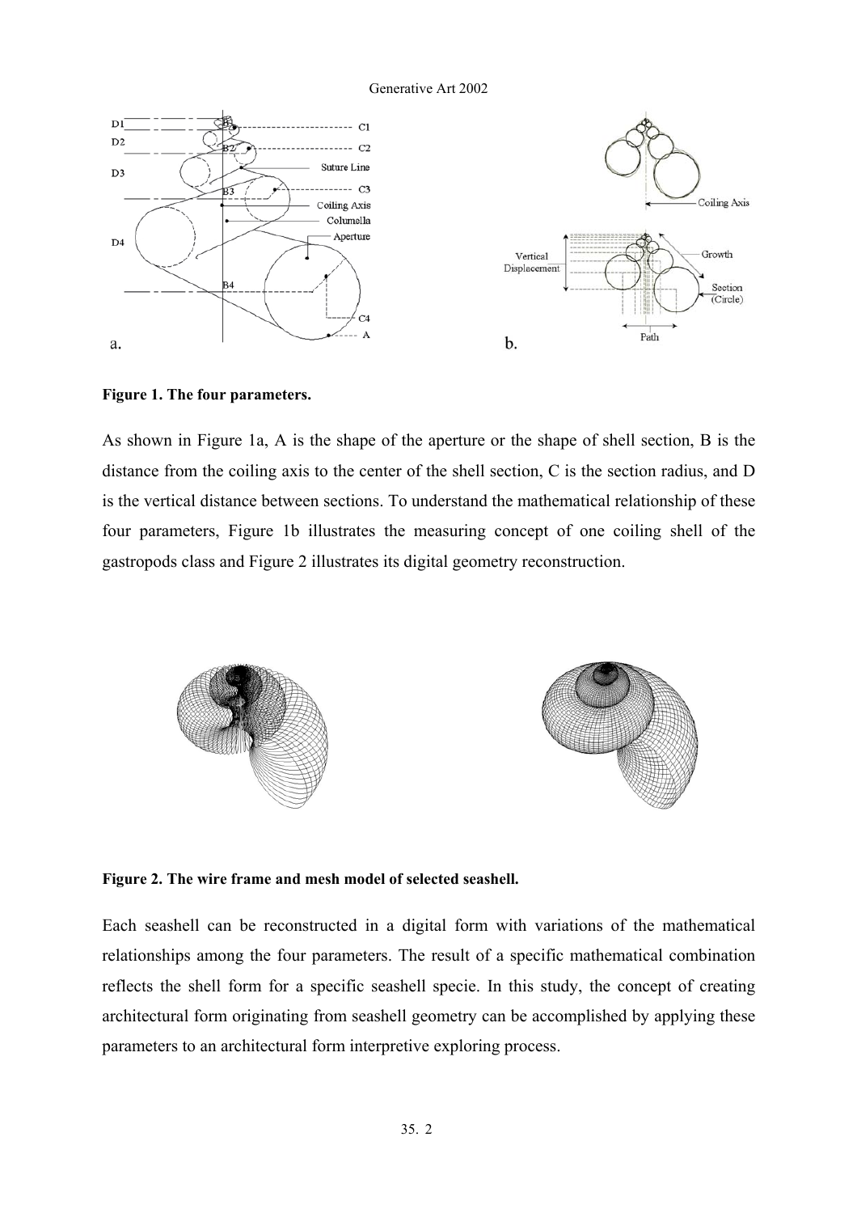**Figure 1. The four parameters.**

As shown in Figure 1a, A is the shape of the aperture or the shape of shell section, B is the distance from the coiling axis to the center of the shell section, C is the section radius, and D is the vertical distance between sections. To understand the mathematical relationship of these four parameters, Figure 1b illustrates the measuring concept of one coiling shell of the gastropods class and Figure 2 illustrates its digital geometry reconstruction.

**Figure 2. The wire frame and mesh model of selected seashell.**

Each seashell can be reconstructed in a digital form with variations of the mathematical relationships among the four parameters. The result of a specific mathematical combination reflects the shell form for a specific seashell specie. In this study, the concept of creating architectural form originating from seashell geometry can be accomplished by applying these parameters to an architectural form interpretive exploring process.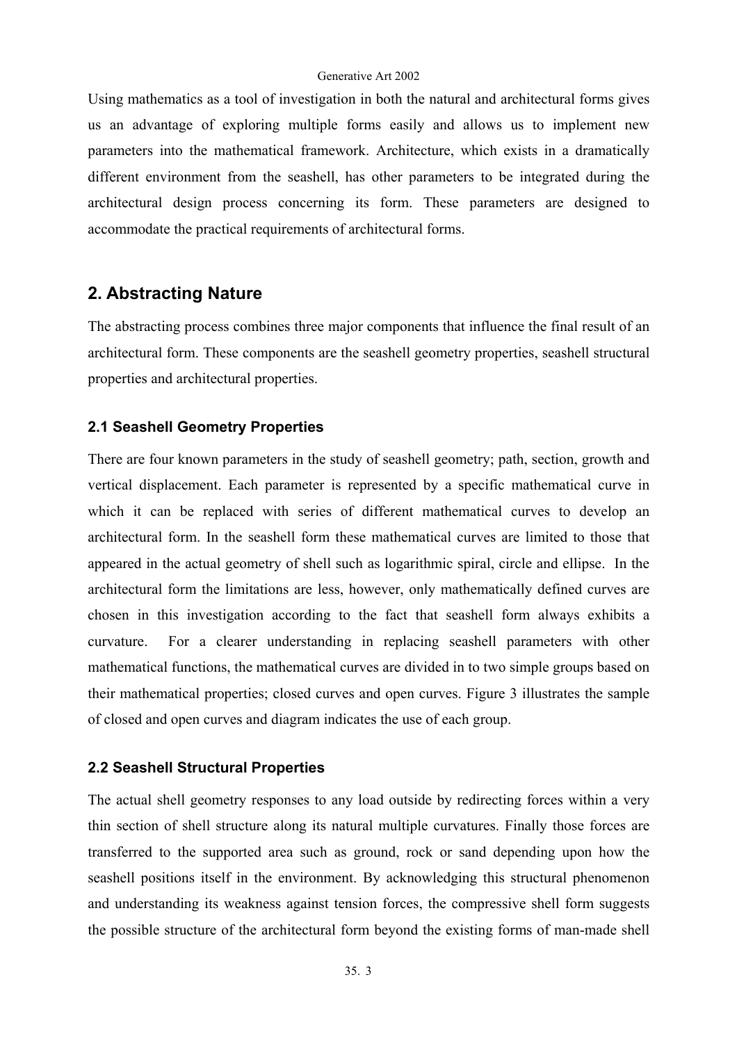Using mathematics as a tool of investigation in both the natural and architectural forms gives us an advantage of exploring multiple forms easily and allows us to implement new parameters into the mathematical framework. Architecture, which exists in a dramatically different environment from the seashell, has other parameters to be integrated during the architectural design process concerning its form. These parameters are designed to accommodate the practical requirements of architectural forms.

## 2. Abstracting Nature

The abstracting process combines three major components that influence the final result of an architectural form. These components are the seashell geometry properties, seashell structural properties and architectural properties.

### 2.1 Seashell Geometry Properties

There are four known parameters in the study of seashell geometry; path, section, growth and vertical displacement. Each parameter is represented by a specific mathematical curve in which it can be replaced with series of different mathematical curves to develop an architectural form. In the seashell form these mathematical curves are limited to those that appeared in the actual geometry of shell such as logarithmic spiral, circle and ellipse. In the architectural form the limitations are less, however, only mathematically defined curves are chosen in this investigation according to the fact that seashell form always exhibits a curvature. For a clearer understanding in replacing seashell parameters with other mathematical functions, the mathematical curves are divided in to two simple groups based on their mathematical properties; closed curves and open curves. Figure 3 illustrates the sample of closed and open curves and diagram indicates the use of each group.

### 2.2 Seashell Structural Properties

The actual shell geometry responses to any load outside by redirecting forces within a very thin section of shell structure along its natural multiple curvatures. Finally those forces are transferred to the supported area such as ground, rock or sand depending upon how the seashell positions itself in the environment. By acknowledging this structural phenomenon and understanding its weakness against tension forces, the compressive shell form suggests the possible structure of the architectural form beyond the existing forms of man-made shell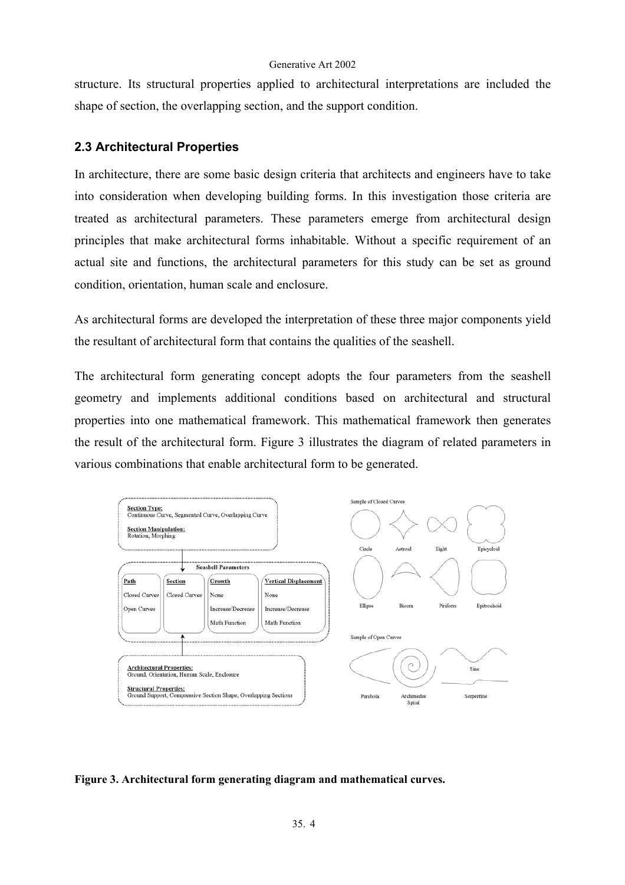structure. Its structural properties applied to architectural interpretations are included the shape of section, the overlapping section, and the support condition.

## 2.3 Architectural Properties

In architecture, there are some basic design criteria that architects and engineers have to take into consideration when developing building forms. In this investigation those criteria are treated as architectural parameters. These parameters emerge from architectural design principles that make architectural forms inhabitable. Without a specific requirement of an actual site and functions, the architectural parameters for this study can be set as ground condition, orientation, human scale and enclosure.

As architectural forms are developed the interpretation of these three major components yield the resultant of architectural form that contains the qualities of the seashell.

The architectural form generating concept adopts the four parameters from the seashell geometry and implements additional conditions based on architectural and structural properties into one mathematical framework. This mathematical framework then generates the result of the architectural form. Figure 3 illustrates the diagram of related parameters in various combinations that enable architectural form to be generated.

**Section Type:**
Continuous Curve, Segmented Curve, Overlapping Curve

**Section Manipulation:**
Rotation, Morphing

**Seashell Parameters**

| Path | Section | Growth | Vertical Displacement |
| --- | --- | --- | --- |
| Closed Curves | Closed Curves | None | None |
| Open Curves | | Increase/Decrease | Increase/Decrease |
| | | Math Function | Math Function |

**Architectural Properties:**
Ground, Orientation, Human Scale, Enclosure

**Structural Properties:**
Ground Support, Compressive Section Shape, Overlapping Sections

Sample of Closed Curves: Circle, Astroid, Eight, Epicycloid, Ellipse, Bicorn, Piriform, Epitrochoid

Sample of Open Curves: Parabola, Archimedes Spiral, Sine, Serpentine

**Figure 3. Architectural form generating diagram and mathematical curves.**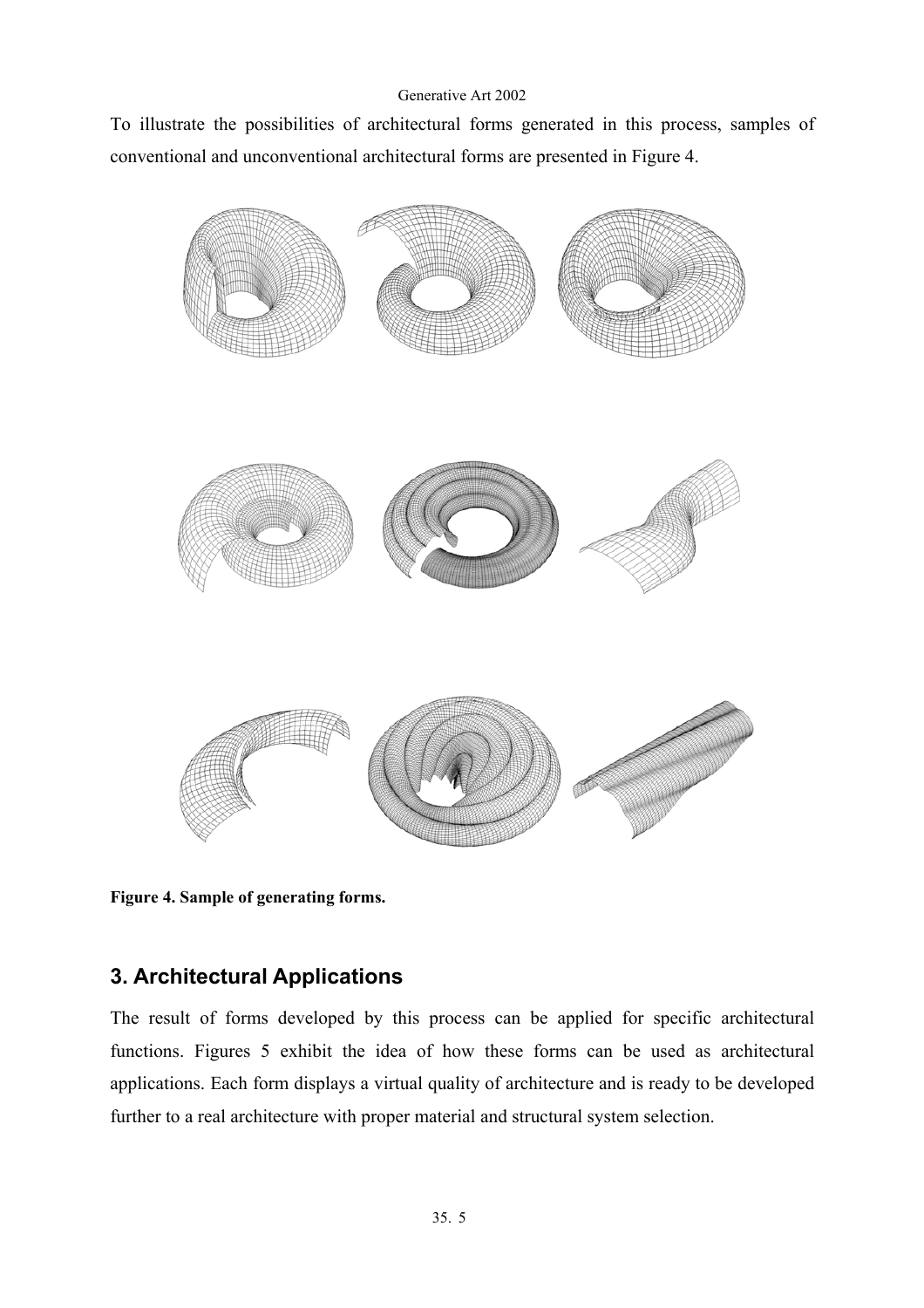To illustrate the possibilities of architectural forms generated in this process, samples of conventional and unconventional architectural forms are presented in Figure 4.

**Figure 4. Sample of generating forms.**

## 3. Architectural Applications

The result of forms developed by this process can be applied for specific architectural functions. Figures 5 exhibit the idea of how these forms can be used as architectural applications. Each form displays a virtual quality of architecture and is ready to be developed further to a real architecture with proper material and structural system selection.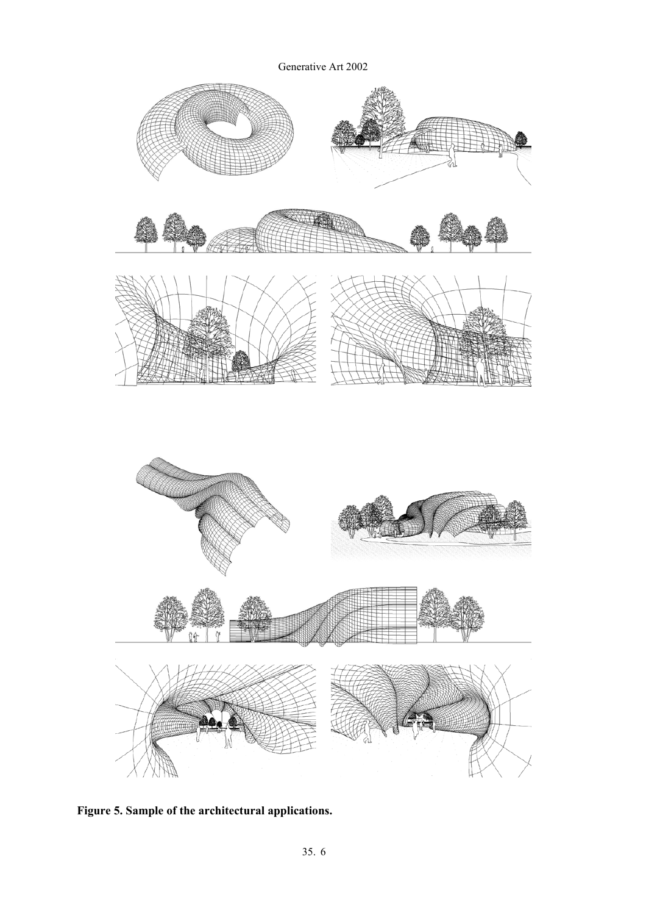**Figure 5. Sample of the architectural applications.**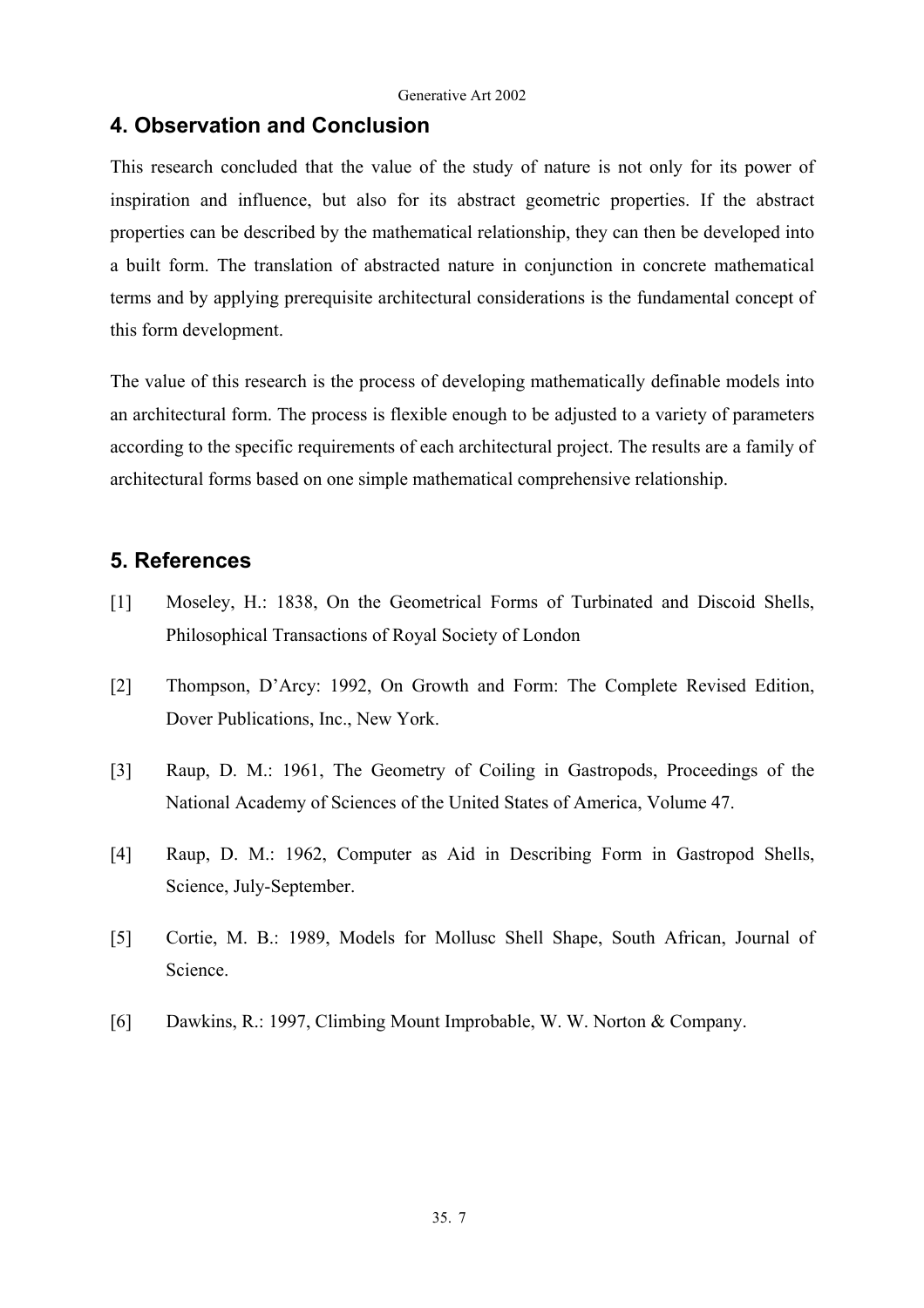## 4. Observation and Conclusion

This research concluded that the value of the study of nature is not only for its power of inspiration and influence, but also for its abstract geometric properties. If the abstract properties can be described by the mathematical relationship, they can then be developed into a built form. The translation of abstracted nature in conjunction in concrete mathematical terms and by applying prerequisite architectural considerations is the fundamental concept of this form development.

The value of this research is the process of developing mathematically definable models into an architectural form. The process is flexible enough to be adjusted to a variety of parameters according to the specific requirements of each architectural project. The results are a family of architectural forms based on one simple mathematical comprehensive relationship.

## 5. References

[1] Moseley, H.: 1838, On the Geometrical Forms of Turbinated and Discoid Shells, Philosophical Transactions of Royal Society of London

[2] Thompson, D'Arcy: 1992, On Growth and Form: The Complete Revised Edition, Dover Publications, Inc., New York.

[3] Raup, D. M.: 1961, The Geometry of Coiling in Gastropods, Proceedings of the National Academy of Sciences of the United States of America, Volume 47.

[4] Raup, D. M.: 1962, Computer as Aid in Describing Form in Gastropod Shells, Science, July-September.

[5] Cortie, M. B.: 1989, Models for Mollusc Shell Shape, South African, Journal of Science.

[6] Dawkins, R.: 1997, Climbing Mount Improbable, W. W. Norton & Company.